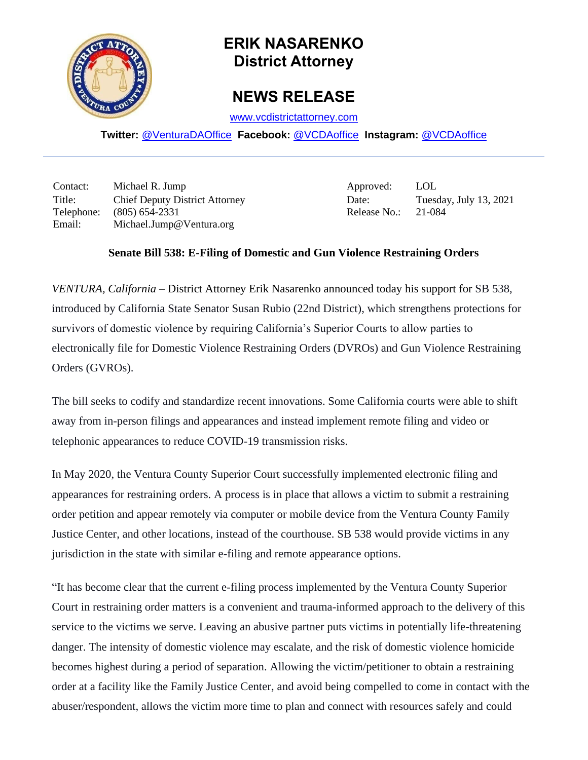# ERIK NASARENKO
## District Attorney

## NEWS RELEASE

www.vcdistrictattorney.com

**Twitter:** @VenturaDAOffice **Facebook:** @VCDAoffice **Instagram:** @VCDAoffice

| | | | |
|---|---|---|---|
| Contact: | Michael R. Jump | Approved: | LOL |
| Title: | Chief Deputy District Attorney | Date: | Tuesday, July 13, 2021 |
| Telephone: | (805) 654-2331 | Release No.: | 21-084 |
| Email: | Michael.Jump@Ventura.org | | |

**Senate Bill 538: E-Filing of Domestic and Gun Violence Restraining Orders**

*VENTURA, California* – District Attorney Erik Nasarenko announced today his support for SB 538, introduced by California State Senator Susan Rubio (22nd District), which strengthens protections for survivors of domestic violence by requiring California's Superior Courts to allow parties to electronically file for Domestic Violence Restraining Orders (DVROs) and Gun Violence Restraining Orders (GVROs).

The bill seeks to codify and standardize recent innovations. Some California courts were able to shift away from in-person filings and appearances and instead implement remote filing and video or telephonic appearances to reduce COVID-19 transmission risks.

In May 2020, the Ventura County Superior Court successfully implemented electronic filing and appearances for restraining orders. A process is in place that allows a victim to submit a restraining order petition and appear remotely via computer or mobile device from the Ventura County Family Justice Center, and other locations, instead of the courthouse. SB 538 would provide victims in any jurisdiction in the state with similar e-filing and remote appearance options.

"It has become clear that the current e-filing process implemented by the Ventura County Superior Court in restraining order matters is a convenient and trauma-informed approach to the delivery of this service to the victims we serve. Leaving an abusive partner puts victims in potentially life-threatening danger. The intensity of domestic violence may escalate, and the risk of domestic violence homicide becomes highest during a period of separation. Allowing the victim/petitioner to obtain a restraining order at a facility like the Family Justice Center, and avoid being compelled to come in contact with the abuser/respondent, allows the victim more time to plan and connect with resources safely and could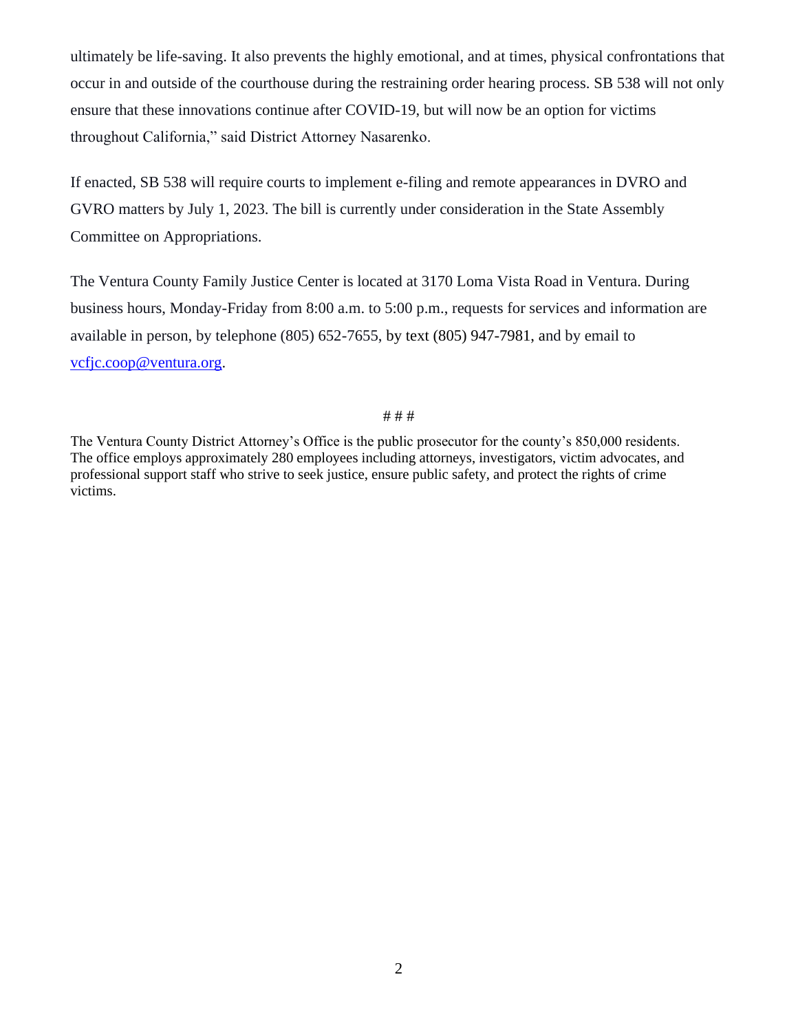ultimately be life-saving. It also prevents the highly emotional, and at times, physical confrontations that occur in and outside of the courthouse during the restraining order hearing process. SB 538 will not only ensure that these innovations continue after COVID-19, but will now be an option for victims throughout California," said District Attorney Nasarenko.

If enacted, SB 538 will require courts to implement e-filing and remote appearances in DVRO and GVRO matters by July 1, 2023. The bill is currently under consideration in the State Assembly Committee on Appropriations.

The Ventura County Family Justice Center is located at 3170 Loma Vista Road in Ventura. During business hours, Monday-Friday from 8:00 a.m. to 5:00 p.m., requests for services and information are available in person, by telephone (805) 652-7655, by text (805) 947-7981, and by email to vcfjc.coop@ventura.org.

# # #

The Ventura County District Attorney's Office is the public prosecutor for the county's 850,000 residents. The office employs approximately 280 employees including attorneys, investigators, victim advocates, and professional support staff who strive to seek justice, ensure public safety, and protect the rights of crime victims.